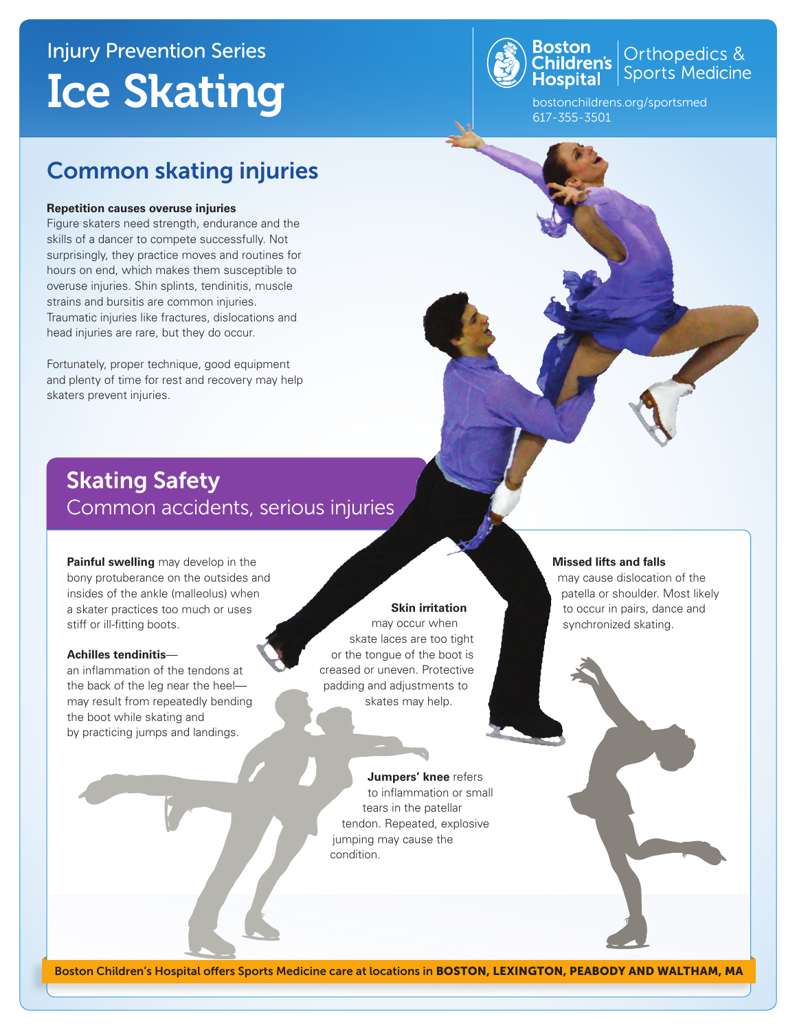Injury Prevention Series

# Ice Skating

Boston Children's Hospital | Orthopedics & Sports Medicine

bostonchildrens.org/sportsmed
617-355-3501

## Common skating injuries

**Repetition causes overuse injuries**

Figure skaters need strength, endurance and the skills of a dancer to compete successfully. Not surprisingly, they practice moves and routines for hours on end, which makes them susceptible to overuse injuries. Shin splints, tendinitis, muscle strains and bursitis are common injuries. Traumatic injuries like fractures, dislocations and head injuries are rare, but they do occur.

Fortunately, proper technique, good equipment and plenty of time for rest and recovery may help skaters prevent injuries.

## Skating Safety

### Common accidents, serious injuries

**Painful swelling** may develop in the bony protuberance on the outsides and insides of the ankle (malleolus) when a skater practices too much or uses stiff or ill-fitting boots.

**Achilles tendinitis**—an inflammation of the tendons at the back of the leg near the heel—may result from repeatedly bending the boot while skating and by practicing jumps and landings.

**Skin irritation** may occur when skate laces are too tight or the tongue of the boot is creased or uneven. Protective padding and adjustments to skates may help.

**Jumpers' knee** refers to inflammation or small tears in the patellar tendon. Repeated, explosive jumping may cause the condition.

**Missed lifts and falls** may cause dislocation of the patella or shoulder. Most likely to occur in pairs, dance and synchronized skating.

Boston Children's Hospital offers Sports Medicine care at locations in **BOSTON, LEXINGTON, PEABODY AND WALTHAM, MA**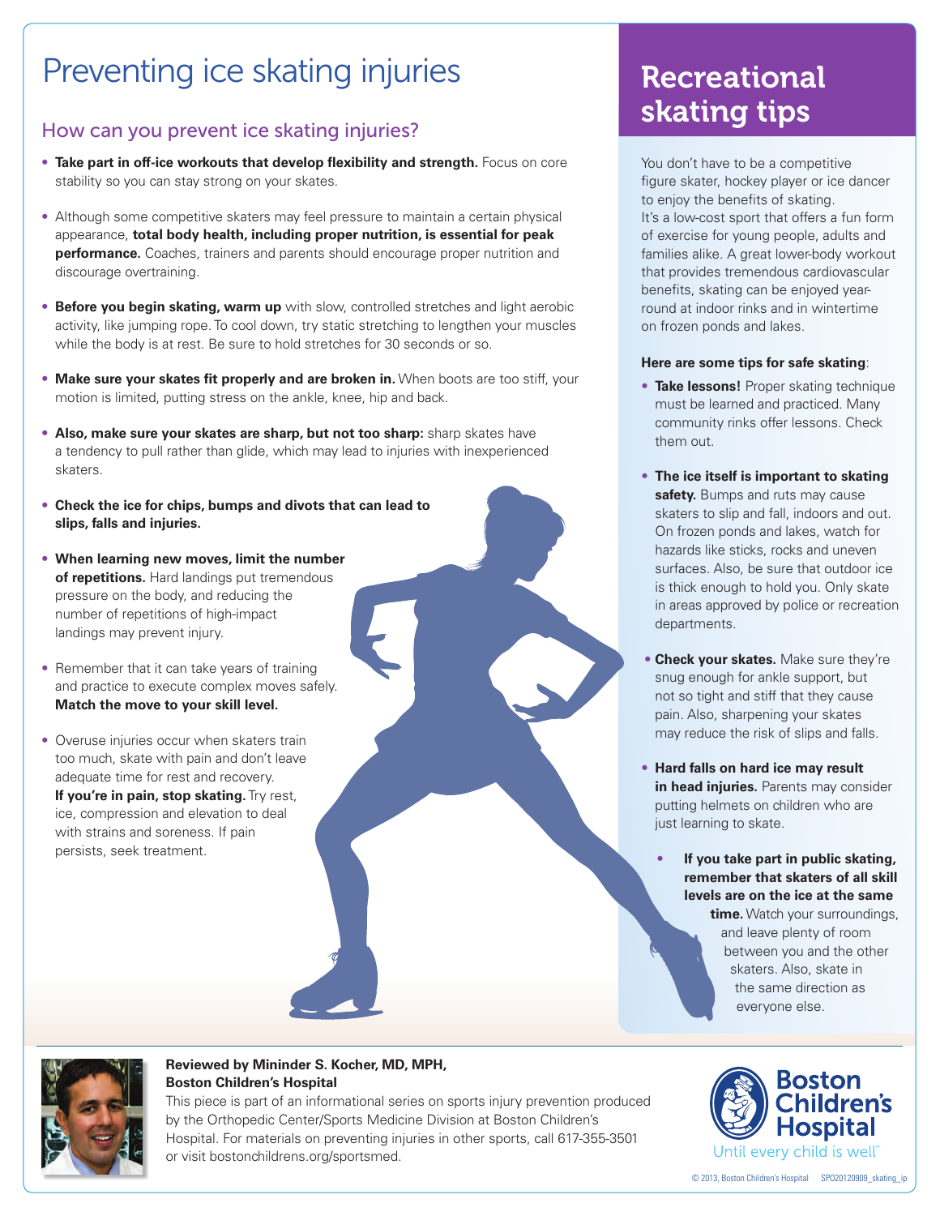# Preventing ice skating injuries

## How can you prevent ice skating injuries?

- **Take part in off-ice workouts that develop flexibility and strength.** Focus on core stability so you can stay strong on your skates.
- Although some competitive skaters may feel pressure to maintain a certain physical appearance, **total body health, including proper nutrition, is essential for peak performance.** Coaches, trainers and parents should encourage proper nutrition and discourage overtraining.
- **Before you begin skating, warm up** with slow, controlled stretches and light aerobic activity, like jumping rope. To cool down, try static stretching to lengthen your muscles while the body is at rest. Be sure to hold stretches for 30 seconds or so.
- **Make sure your skates fit properly and are broken in.** When boots are too stiff, your motion is limited, putting stress on the ankle, knee, hip and back.
- **Also, make sure your skates are sharp, but not too sharp:** sharp skates have a tendency to pull rather than glide, which may lead to injuries with inexperienced skaters.
- **Check the ice for chips, bumps and divots that can lead to slips, falls and injuries.**
- **When learning new moves, limit the number of repetitions.** Hard landings put tremendous pressure on the body, and reducing the number of repetitions of high-impact landings may prevent injury.
- Remember that it can take years of training and practice to execute complex moves safely. **Match the move to your skill level.**
- Overuse injuries occur when skaters train too much, skate with pain and don't leave adequate time for rest and recovery. **If you're in pain, stop skating.** Try rest, ice, compression and elevation to deal with strains and soreness. If pain persists, seek treatment.

## Recreational skating tips

You don't have to be a competitive figure skater, hockey player or ice dancer to enjoy the benefits of skating. It's a low-cost sport that offers a fun form of exercise for young people, adults and families alike. A great lower-body workout that provides tremendous cardiovascular benefits, skating can be enjoyed year-round at indoor rinks and in wintertime on frozen ponds and lakes.

**Here are some tips for safe skating**:

- **Take lessons!** Proper skating technique must be learned and practiced. Many community rinks offer lessons. Check them out.
- **The ice itself is important to skating safety.** Bumps and ruts may cause skaters to slip and fall, indoors and out. On frozen ponds and lakes, watch for hazards like sticks, rocks and uneven surfaces. Also, be sure that outdoor ice is thick enough to hold you. Only skate in areas approved by police or recreation departments.
- **Check your skates.** Make sure they're snug enough for ankle support, but not so tight and stiff that they cause pain. Also, sharpening your skates may reduce the risk of slips and falls.
- **Hard falls on hard ice may result in head injuries.** Parents may consider putting helmets on children who are just learning to skate.
- **If you take part in public skating, remember that skaters of all skill levels are on the ice at the same time.** Watch your surroundings, and leave plenty of room between you and the other skaters. Also, skate in the same direction as everyone else.

**Reviewed by Mininder S. Kocher, MD, MPH, Boston Children's Hospital**

This piece is part of an informational series on sports injury prevention produced by the Orthopedic Center/Sports Medicine Division at Boston Children's Hospital. For materials on preventing injuries in other sports, call 617-355-3501 or visit bostonchildrens.org/sportsmed.

Boston Children's Hospital
Until every child is well™

© 2013, Boston Children's Hospital SPO20120909_skating_ip